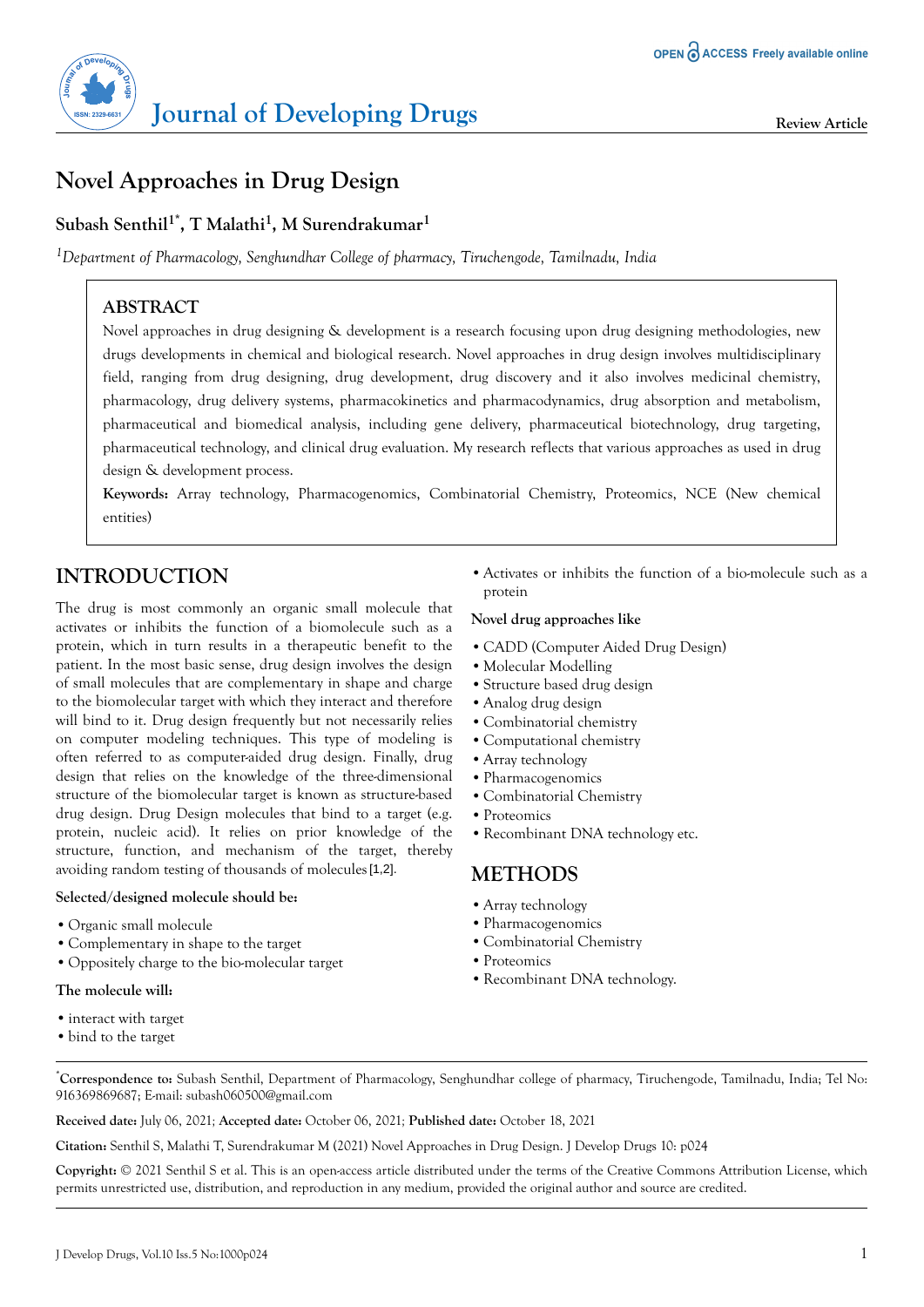# Novel Approaches in Drug Design

**Subash Senthil[1*], T Malathi[1], M Surendrakumar[1]**

[1]*Department of Pharmacology, Senghundhar College of pharmacy, Tiruchengode, Tamilnadu, India*

## ABSTRACT

Novel approaches in drug designing & development is a research focusing upon drug designing methodologies, new drugs developments in chemical and biological research. Novel approaches in drug design involves multidisciplinary field, ranging from drug designing, drug development, drug discovery and it also involves medicinal chemistry, pharmacology, drug delivery systems, pharmacokinetics and pharmacodynamics, drug absorption and metabolism, pharmaceutical and biomedical analysis, including gene delivery, pharmaceutical biotechnology, drug targeting, pharmaceutical technology, and clinical drug evaluation. My research reflects that various approaches as used in drug design & development process.

**Keywords:** Array technology, Pharmacogenomics, Combinatorial Chemistry, Proteomics, NCE (New chemical entities)

## INTRODUCTION

The drug is most commonly an organic small molecule that activates or inhibits the function of a biomolecule such as a protein, which in turn results in a therapeutic benefit to the patient. In the most basic sense, drug design involves the design of small molecules that are complementary in shape and charge to the biomolecular target with which they interact and therefore will bind to it. Drug design frequently but not necessarily relies on computer modeling techniques. This type of modeling is often referred to as computer-aided drug design. Finally, drug design that relies on the knowledge of the three-dimensional structure of the biomolecular target is known as structure-based drug design. Drug Design molecules that bind to a target (e.g. protein, nucleic acid). It relies on prior knowledge of the structure, function, and mechanism of the target, thereby avoiding random testing of thousands of molecules [1,2].

**Selected/designed molecule should be:**

- Organic small molecule
- Complementary in shape to the target
- Oppositely charge to the bio-molecular target

**The molecule will:**

- interact with target
- bind to the target
- Activates or inhibits the function of a bio-molecule such as a protein

**Novel drug approaches like**

- CADD (Computer Aided Drug Design)
- Molecular Modelling
- Structure based drug design
- Analog drug design
- Combinatorial chemistry
- Computational chemistry
- Array technology
- Pharmacogenomics
- Combinatorial Chemistry
- Proteomics
- Recombinant DNA technology etc.

## METHODS

- Array technology
- Pharmacogenomics
- Combinatorial Chemistry
- Proteomics
- Recombinant DNA technology.

*Correspondence to:** Subash Senthil, Department of Pharmacology, Senghundhar college of pharmacy, Tiruchengode, Tamilnadu, India; Tel No: 916369869687; E-mail: subash060500@gmail.com

**Received date:** July 06, 2021; **Accepted date:** October 06, 2021; **Published date:** October 18, 2021

**Citation:** Senthil S, Malathi T, Surendrakumar M (2021) Novel Approaches in Drug Design. J Develop Drugs 10: p024

**Copyright:** © 2021 Senthil S et al. This is an open-access article distributed under the terms of the Creative Commons Attribution License, which permits unrestricted use, distribution, and reproduction in any medium, provided the original author and source are credited.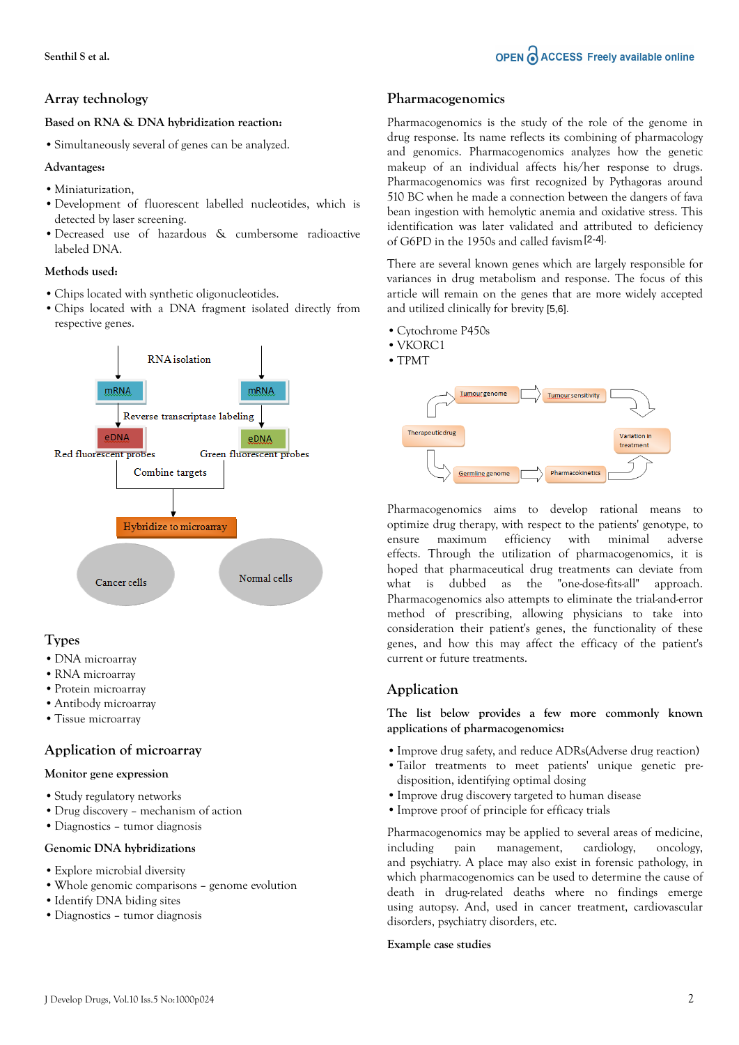## Array technology

**Based on RNA & DNA hybridization reaction:**

- Simultaneously several of genes can be analyzed.

**Advantages:**

- Miniaturization,
- Development of fluorescent labelled nucleotides, which is detected by laser screening.
- Decreased use of hazardous & cumbersome radioactive labeled DNA.

**Methods used:**

- Chips located with synthetic oligonucleotides.
- Chips located with a DNA fragment isolated directly from respective genes.

RNA isolation

mRNA mRNA

Reverse transcriptase labeling

cDNA cDNA

Red fluorescent probes Green fluorescent probes

Combine targets

Hybridize to microarray

Cancer cells Normal cells

## Types

- DNA microarray
- RNA microarray
- Protein microarray
- Antibody microarray
- Tissue microarray

## Application of microarray

**Monitor gene expression**

- Study regulatory networks
- Drug discovery – mechanism of action
- Diagnostics – tumor diagnosis

**Genomic DNA hybridizations**

- Explore microbial diversity
- Whole genomic comparisons – genome evolution
- Identify DNA biding sites
- Diagnostics – tumor diagnosis

## Pharmacogenomics

Pharmacogenomics is the study of the role of the genome in drug response. Its name reflects its combining of pharmacology and genomics. Pharmacogenomics analyzes how the genetic makeup of an individual affects his/her response to drugs. Pharmacogenomics was first recognized by Pythagoras around 510 BC when he made a connection between the dangers of fava bean ingestion with hemolytic anemia and oxidative stress. This identification was later validated and attributed to deficiency of G6PD in the 1950s and called favism [2-4].

There are several known genes which are largely responsible for variances in drug metabolism and response. The focus of this article will remain on the genes that are more widely accepted and utilized clinically for brevity [5,6].

- Cytochrome P450s
- VKORC1
- TPMT

Tumour genome → Tumour sensitivity → Variation in treatment ← Pharmacokinetics ← Germline genome ← Therapeutic drug → Tumour genome

Pharmacogenomics aims to develop rational means to optimize drug therapy, with respect to the patients' genotype, to ensure maximum efficiency with minimal adverse effects. Through the utilization of pharmacogenomics, it is hoped that pharmaceutical drug treatments can deviate from what is dubbed as the "one-dose-fits-all" approach. Pharmacogenomics also attempts to eliminate the trial-and-error method of prescribing, allowing physicians to take into consideration their patient's genes, the functionality of these genes, and how this may affect the efficacy of the patient's current or future treatments.

## Application

**The list below provides a few more commonly known applications of pharmacogenomics:**

- Improve drug safety, and reduce ADRs(Adverse drug reaction)
- Tailor treatments to meet patients' unique genetic pre-disposition, identifying optimal dosing
- Improve drug discovery targeted to human disease
- Improve proof of principle for efficacy trials

Pharmacogenomics may be applied to several areas of medicine, including pain management, cardiology, oncology, and psychiatry. A place may also exist in forensic pathology, in which pharmacogenomics can be used to determine the cause of death in drug-related deaths where no findings emerge using autopsy. And, used in cancer treatment, cardiovascular disorders, psychiatry disorders, etc.

**Example case studies**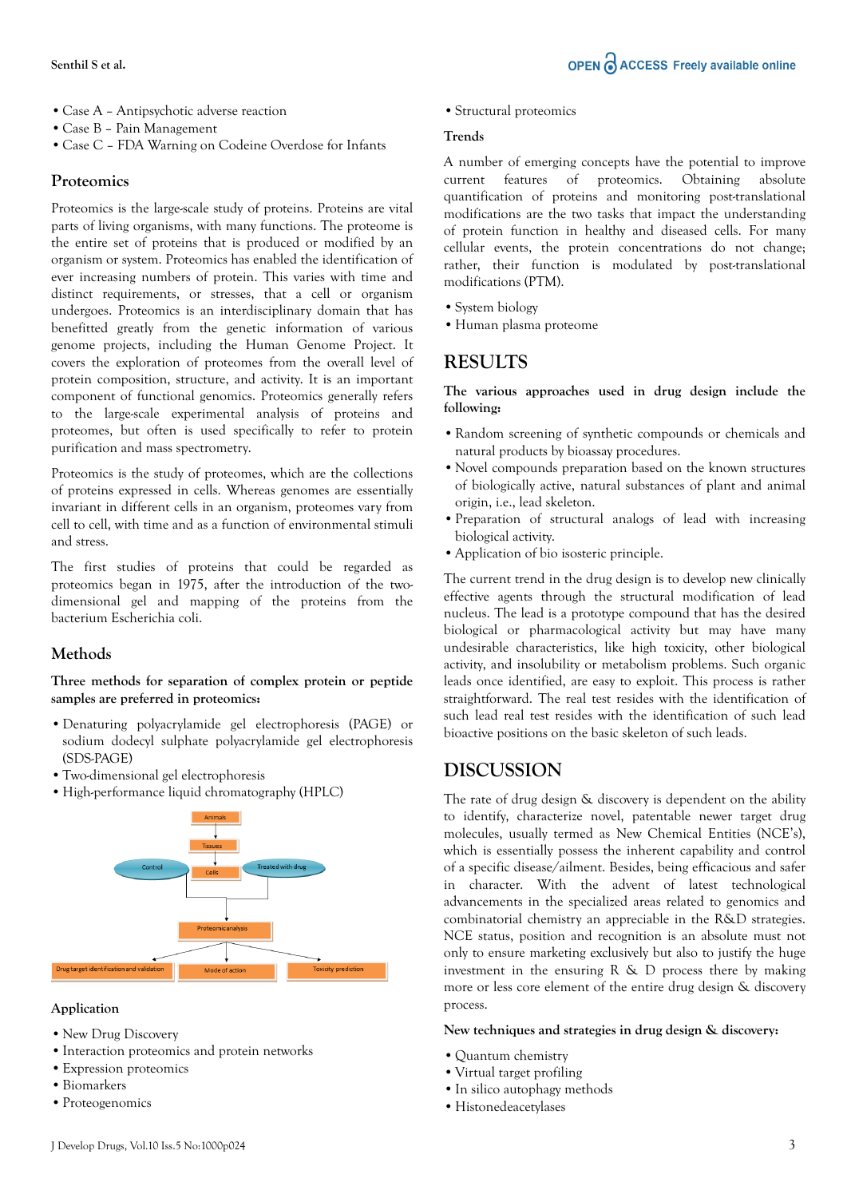- Case A – Antipsychotic adverse reaction
- Case B – Pain Management
- Case C – FDA Warning on Codeine Overdose for Infants

## Proteomics

Proteomics is the large-scale study of proteins. Proteins are vital parts of living organisms, with many functions. The proteome is the entire set of proteins that is produced or modified by an organism or system. Proteomics has enabled the identification of ever increasing numbers of protein. This varies with time and distinct requirements, or stresses, that a cell or organism undergoes. Proteomics is an interdisciplinary domain that has benefitted greatly from the genetic information of various genome projects, including the Human Genome Project. It covers the exploration of proteomes from the overall level of protein composition, structure, and activity. It is an important component of functional genomics. Proteomics generally refers to the large-scale experimental analysis of proteins and proteomes, but often is used specifically to refer to protein purification and mass spectrometry.

Proteomics is the study of proteomes, which are the collections of proteins expressed in cells. Whereas genomes are essentially invariant in different cells in an organism, proteomes vary from cell to cell, with time and as a function of environmental stimuli and stress.

The first studies of proteins that could be regarded as proteomics began in 1975, after the introduction of the two-dimensional gel and mapping of the proteins from the bacterium Escherichia coli.

## Methods

**Three methods for separation of complex protein or peptide samples are preferred in proteomics:**

- Denaturing polyacrylamide gel electrophoresis (PAGE) or sodium dodecyl sulphate polyacrylamide gel electrophoresis (SDS-PAGE)
- Two-dimensional gel electrophoresis
- High-performance liquid chromatography (HPLC)

Animals → Tissues → Cells (Control / Treated with drug) → Proteomic analysis → Drug target identification and validation; Mode of action; Toxicity prediction

### Application

- New Drug Discovery
- Interaction proteomics and protein networks
- Expression proteomics
- Biomarkers
- Proteogenomics
- Structural proteomics

### Trends

A number of emerging concepts have the potential to improve current features of proteomics. Obtaining absolute quantification of proteins and monitoring post-translational modifications are the two tasks that impact the understanding of protein function in healthy and diseased cells. For many cellular events, the protein concentrations do not change; rather, their function is modulated by post-translational modifications (PTM).

- System biology
- Human plasma proteome

## RESULTS

**The various approaches used in drug design include the following:**

- Random screening of synthetic compounds or chemicals and natural products by bioassay procedures.
- Novel compounds preparation based on the known structures of biologically active, natural substances of plant and animal origin, i.e., lead skeleton.
- Preparation of structural analogs of lead with increasing biological activity.
- Application of bio isosteric principle.

The current trend in the drug design is to develop new clinically effective agents through the structural modification of lead nucleus. The lead is a prototype compound that has the desired biological or pharmacological activity but may have many undesirable characteristics, like high toxicity, other biological activity, and insolubility or metabolism problems. Such organic leads once identified, are easy to exploit. This process is rather straightforward. The real test resides with the identification of such lead real test resides with the identification of such lead bioactive positions on the basic skeleton of such leads.

## DISCUSSION

The rate of drug design & discovery is dependent on the ability to identify, characterize novel, patentable newer target drug molecules, usually termed as New Chemical Entities (NCE's), which is essentially possess the inherent capability and control of a specific disease/ailment. Besides, being efficacious and safer in character. With the advent of latest technological advancements in the specialized areas related to genomics and combinatorial chemistry an appreciable in the R&D strategies. NCE status, position and recognition is an absolute must not only to ensure marketing exclusively but also to justify the huge investment in the ensuring R & D process there by making more or less core element of the entire drug design & discovery process.

**New techniques and strategies in drug design & discovery:**

- Quantum chemistry
- Virtual target profiling
- In silico autophagy methods
- Histonedeacetylases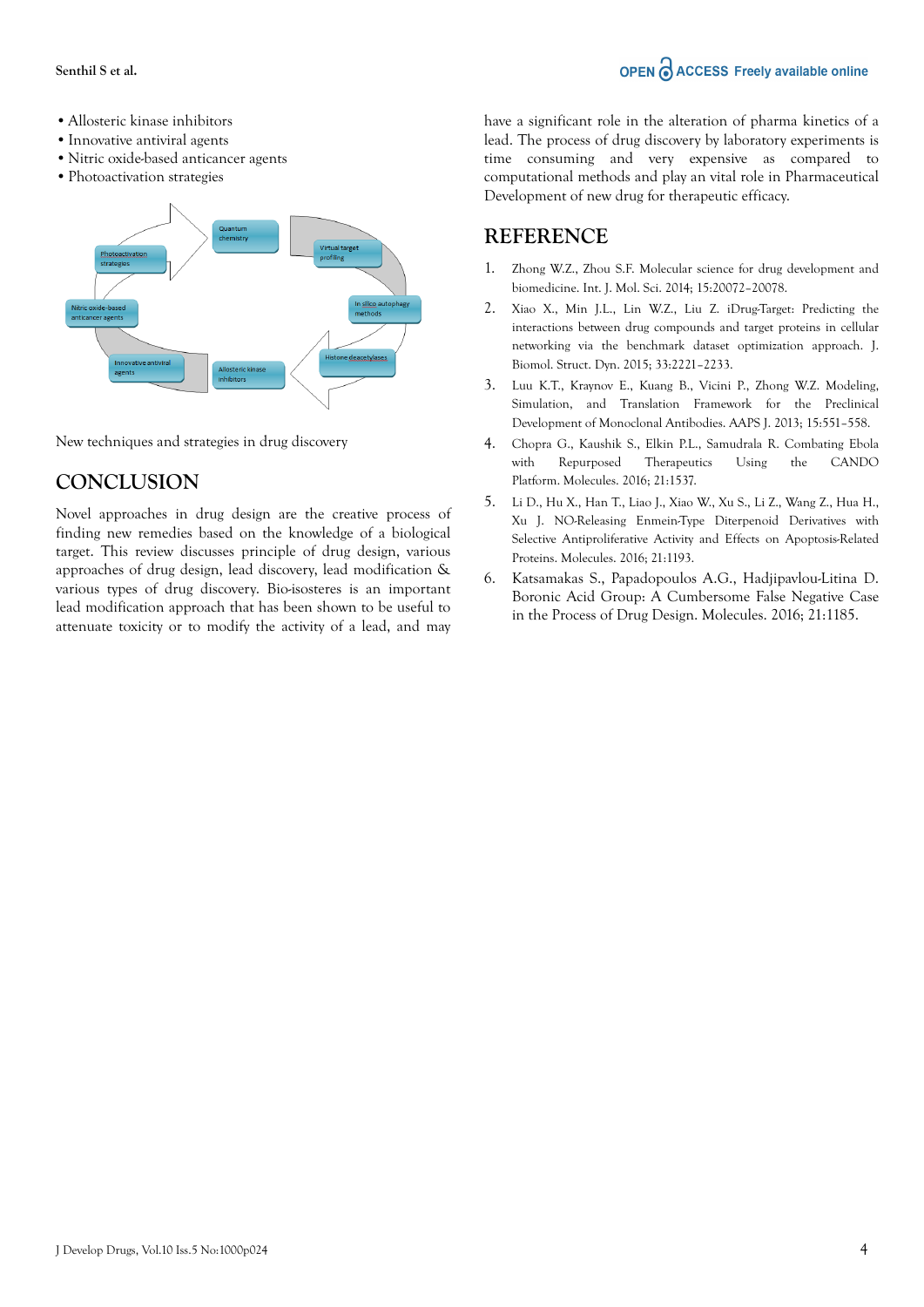- Allosteric kinase inhibitors
- Innovative antiviral agents
- Nitric oxide-based anticancer agents
- Photoactivation strategies

Quantum chemistry

Virtual target profiling

In silico autophagy methods

Histone deacetylases

Allosteric kinase inhibitors

Innovative antiviral agents

Nitric oxide-based anticancer agents

Photoactivation strategies

New techniques and strategies in drug discovery

## CONCLUSION

Novel approaches in drug design are the creative process of finding new remedies based on the knowledge of a biological target. This review discusses principle of drug design, various approaches of drug design, lead discovery, lead modification & various types of drug discovery. Bio-isosteres is an important lead modification approach that has been shown to be useful to attenuate toxicity or to modify the activity of a lead, and may have a significant role in the alteration of pharma kinetics of a lead. The process of drug discovery by laboratory experiments is time consuming and very expensive as compared to computational methods and play an vital role in Pharmaceutical Development of new drug for therapeutic efficacy.

## REFERENCE

1. Zhong W.Z., Zhou S.F. Molecular science for drug development and biomedicine. Int. J. Mol. Sci. 2014; 15:20072–20078.
2. Xiao X., Min J.L., Lin W.Z., Liu Z. iDrug-Target: Predicting the interactions between drug compounds and target proteins in cellular networking via the benchmark dataset optimization approach. J. Biomol. Struct. Dyn. 2015; 33:2221–2233.
3. Luu K.T., Kraynov E., Kuang B., Vicini P., Zhong W.Z. Modeling, Simulation, and Translation Framework for the Preclinical Development of Monoclonal Antibodies. AAPS J. 2013; 15:551–558.
4. Chopra G., Kaushik S., Elkin P.L., Samudrala R. Combating Ebola with Repurposed Therapeutics Using the CANDO Platform. Molecules. 2016; 21:1537.
5. Li D., Hu X., Han T., Liao J., Xiao W., Xu S., Li Z., Wang Z., Hua H., Xu J. NO-Releasing Enmein-Type Diterpenoid Derivatives with Selective Antiproliferative Activity and Effects on Apoptosis-Related Proteins. Molecules. 2016; 21:1193.
6. Katsamakas S., Papadopoulos A.G., Hadjipavlou-Litina D. Boronic Acid Group: A Cumbersome False Negative Case in the Process of Drug Design. Molecules. 2016; 21:1185.